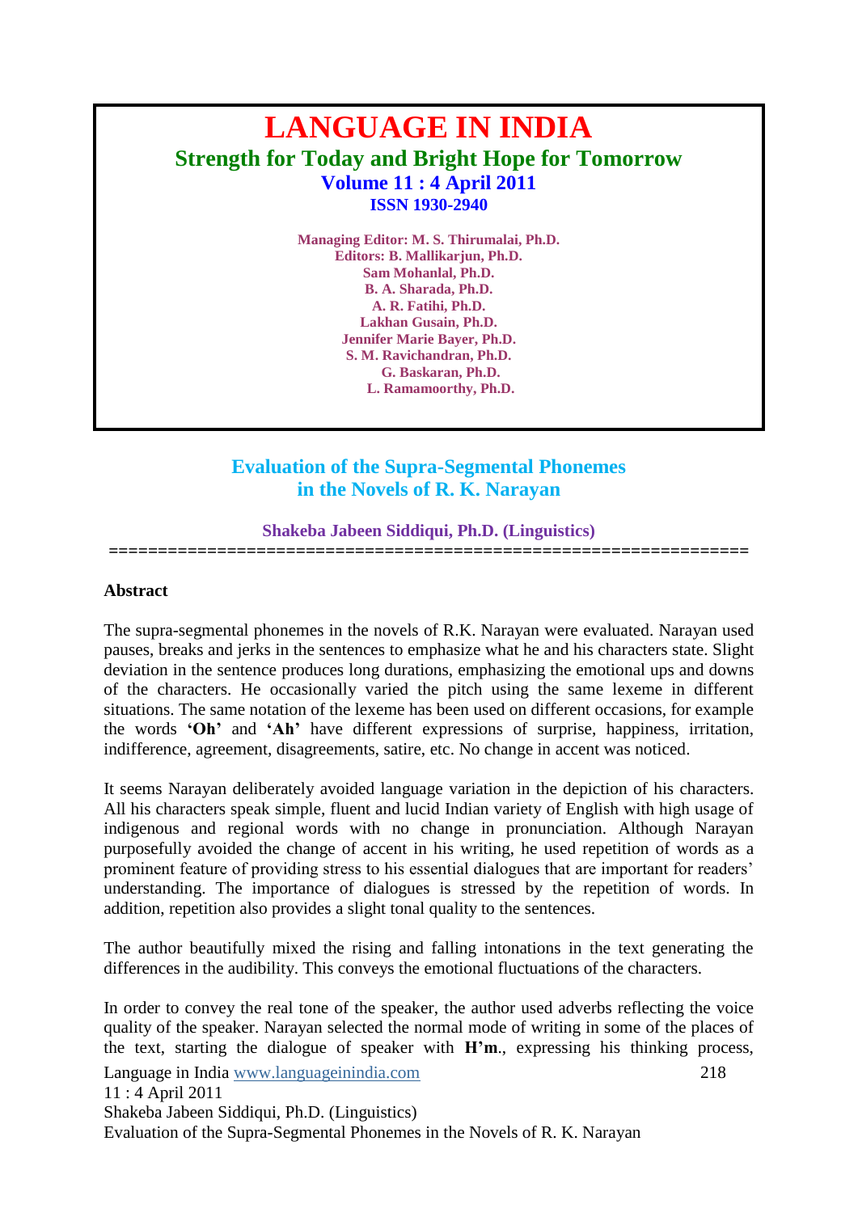# LANGUAGE IN INDIA

## Strength for Today and Bright Hope for Tomorrow

### Volume 11 : 4 April 2011

**ISSN 1930-2940**

**Managing Editor: M. S. Thirumalai, Ph.D.**
**Editors: B. Mallikarjun, Ph.D.**
**Sam Mohanlal, Ph.D.**
**B. A. Sharada, Ph.D.**
**A. R. Fatihi, Ph.D.**
**Lakhan Gusain, Ph.D.**
**Jennifer Marie Bayer, Ph.D.**
**S. M. Ravichandran, Ph.D.**
**G. Baskaran, Ph.D.**
**L. Ramamoorthy, Ph.D.**

## Evaluation of the Supra-Segmental Phonemes in the Novels of R. K. Narayan

**Shakeba Jabeen Siddiqui, Ph.D. (Linguistics)**

==================================================================

### Abstract

The supra-segmental phonemes in the novels of R.K. Narayan were evaluated. Narayan used pauses, breaks and jerks in the sentences to emphasize what he and his characters state. Slight deviation in the sentence produces long durations, emphasizing the emotional ups and downs of the characters. He occasionally varied the pitch using the same lexeme in different situations. The same notation of the lexeme has been used on different occasions, for example the words **'Oh'** and **'Ah'** have different expressions of surprise, happiness, irritation, indifference, agreement, disagreements, satire, etc. No change in accent was noticed.

It seems Narayan deliberately avoided language variation in the depiction of his characters. All his characters speak simple, fluent and lucid Indian variety of English with high usage of indigenous and regional words with no change in pronunciation. Although Narayan purposefully avoided the change of accent in his writing, he used repetition of words as a prominent feature of providing stress to his essential dialogues that are important for readers' understanding. The importance of dialogues is stressed by the repetition of words. In addition, repetition also provides a slight tonal quality to the sentences.

The author beautifully mixed the rising and falling intonations in the text generating the differences in the audibility. This conveys the emotional fluctuations of the characters.

In order to convey the real tone of the speaker, the author used adverbs reflecting the voice quality of the speaker. Narayan selected the normal mode of writing in some of the places of the text, starting the dialogue of speaker with **H'm**., expressing his thinking process,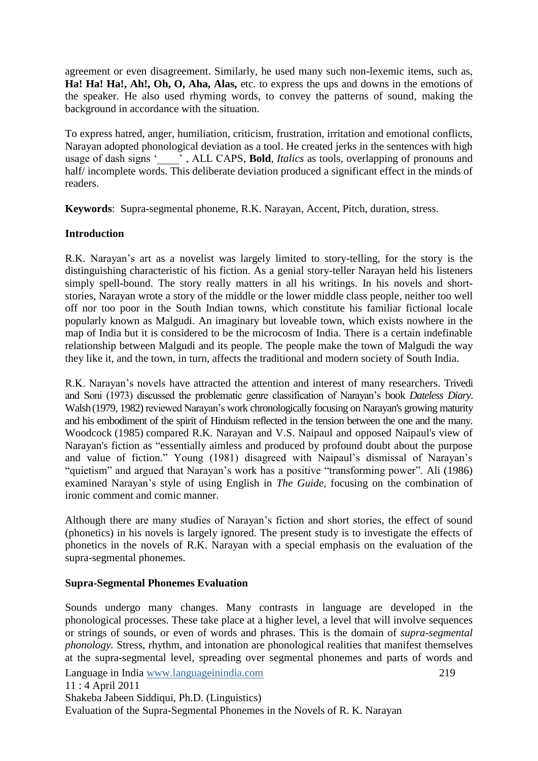agreement or even disagreement. Similarly, he used many such non-lexemic items, such as, **Ha! Ha! Ha!, Ah!, Oh, O, Aha, Alas,** etc. to express the ups and downs in the emotions of the speaker. He also used rhyming words, to convey the patterns of sound, making the background in accordance with the situation.

To express hatred, anger, humiliation, criticism, frustration, irritation and emotional conflicts, Narayan adopted phonological deviation as a tool. He created jerks in the sentences with high usage of dash signs '____' , ALL CAPS, **Bold**, *Italics* as tools, overlapping of pronouns and half/ incomplete words. This deliberate deviation produced a significant effect in the minds of readers.

**Keywords**: Supra-segmental phoneme, R.K. Narayan, Accent, Pitch, duration, stress.

**Introduction**

R.K. Narayan's art as a novelist was largely limited to story-telling, for the story is the distinguishing characteristic of his fiction. As a genial story-teller Narayan held his listeners simply spell-bound. The story really matters in all his writings. In his novels and short-stories, Narayan wrote a story of the middle or the lower middle class people, neither too well off nor too poor in the South Indian towns, which constitute his familiar fictional locale popularly known as Malgudi. An imaginary but loveable town, which exists nowhere in the map of India but it is considered to be the microcosm of India. There is a certain indefinable relationship between Malgudi and its people. The people make the town of Malgudi the way they like it, and the town, in turn, affects the traditional and modern society of South India.

R.K. Narayan's novels have attracted the attention and interest of many researchers. Trivedi and Soni (1973) discussed the problematic genre classification of Narayan's book *Dateless Diary*. Walsh (1979, 1982) reviewed Narayan's work chronologically focusing on Narayan's growing maturity and his embodiment of the spirit of Hinduism reflected in the tension between the one and the many. Woodcock (1985) compared R.K. Narayan and V.S. Naipaul and opposed Naipaul's view of Narayan's fiction as "essentially aimless and produced by profound doubt about the purpose and value of fiction." Young (1981) disagreed with Naipaul's dismissal of Narayan's "quietism" and argued that Narayan's work has a positive "transforming power". Ali (1986) examined Narayan's style of using English in *The Guide*, focusing on the combination of ironic comment and comic manner.

Although there are many studies of Narayan's fiction and short stories, the effect of sound (phonetics) in his novels is largely ignored. The present study is to investigate the effects of phonetics in the novels of R.K. Narayan with a special emphasis on the evaluation of the supra-segmental phonemes.

**Supra-Segmental Phonemes Evaluation**

Sounds undergo many changes. Many contrasts in language are developed in the phonological processes. These take place at a higher level, a level that will involve sequences or strings of sounds, or even of words and phrases. This is the domain of *supra-segmental phonology*. Stress, rhythm, and intonation are phonological realities that manifest themselves at the supra-segmental level, spreading over segmental phonemes and parts of words and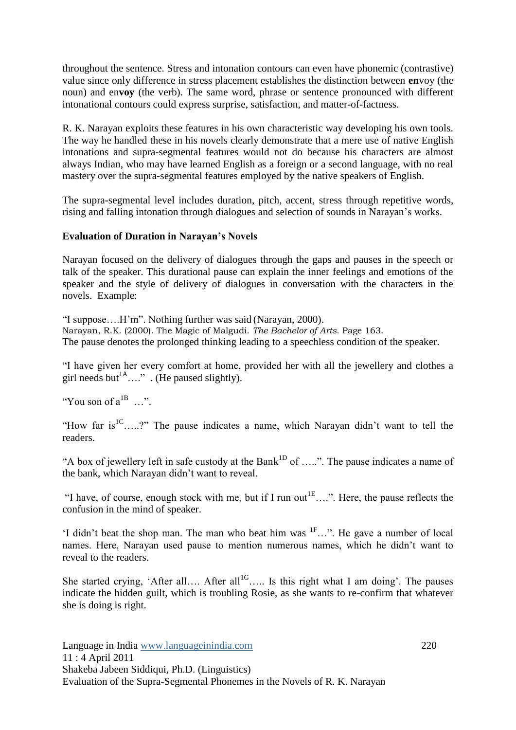throughout the sentence. Stress and intonation contours can even have phonemic (contrastive) value since only difference in stress placement establishes the distinction between **en**voy (the noun) and en**voy** (the verb). The same word, phrase or sentence pronounced with different intonational contours could express surprise, satisfaction, and matter-of-factness.

R. K. Narayan exploits these features in his own characteristic way developing his own tools. The way he handled these in his novels clearly demonstrate that a mere use of native English intonations and supra-segmental features would not do because his characters are almost always Indian, who may have learned English as a foreign or a second language, with no real mastery over the supra-segmental features employed by the native speakers of English.

The supra-segmental level includes duration, pitch, accent, stress through repetitive words, rising and falling intonation through dialogues and selection of sounds in Narayan's works.

**Evaluation of Duration in Narayan's Novels**

Narayan focused on the delivery of dialogues through the gaps and pauses in the speech or talk of the speaker. This durational pause can explain the inner feelings and emotions of the speaker and the style of delivery of dialogues in conversation with the characters in the novels. Example:

"I suppose….H'm". Nothing further was said (Narayan, 2000).
Narayan, R.K. (2000). The Magic of Malgudi. *The Bachelor of Arts*. Page 163.
The pause denotes the prolonged thinking leading to a speechless condition of the speaker.

"I have given her every comfort at home, provided her with all the jewellery and clothes a girl needs but[1A]…." . (He paused slightly).

"You son of a[1B] …".

"How far is[1C]…..?" The pause indicates a name, which Narayan didn't want to tell the readers.

"A box of jewellery left in safe custody at the Bank[1D] of …..". The pause indicates a name of the bank, which Narayan didn't want to reveal.

"I have, of course, enough stock with me, but if I run out[1E]….". Here, the pause reflects the confusion in the mind of speaker.

'I didn't beat the shop man. The man who beat him was [1F]…". He gave a number of local names. Here, Narayan used pause to mention numerous names, which he didn't want to reveal to the readers.

She started crying, 'After all…. After all[1G]….. Is this right what I am doing'. The pauses indicate the hidden guilt, which is troubling Rosie, as she wants to re-confirm that whatever she is doing is right.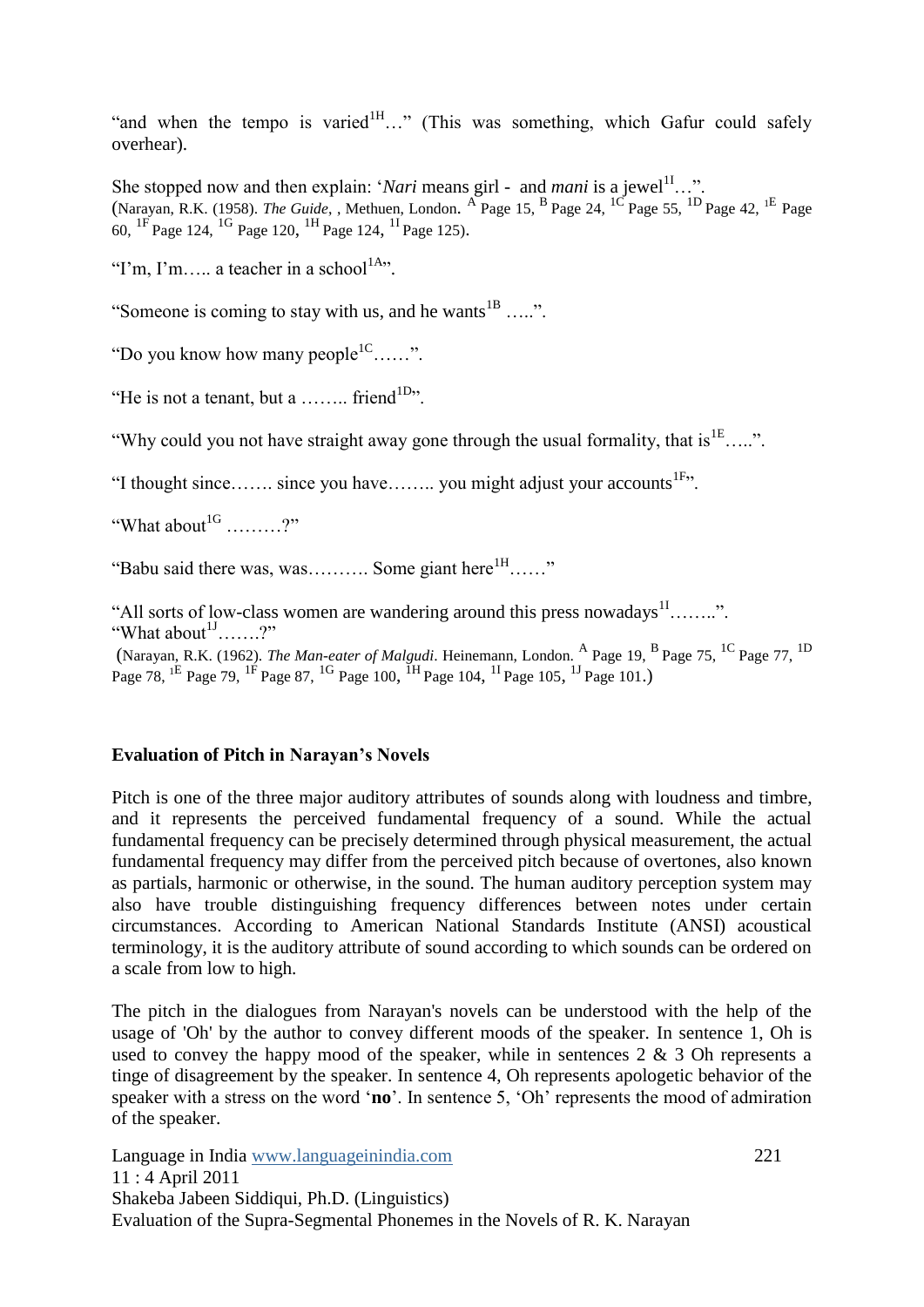"and when the tempo is varied[1H]…" (This was something, which Gafur could safely overhear).

She stopped now and then explain: '*Nari* means girl - and *mani* is a jewel[1I]…".
(Narayan, R.K. (1958). *The Guide*, , Methuen, London. [A] Page 15, [B] Page 24, [1C] Page 55, [1D] Page 42, [1E] Page 60, [1F] Page 124, [1G] Page 120, [1H] Page 124, [1I] Page 125).

"I'm, I'm….. a teacher in a school[1A]".

"Someone is coming to stay with us, and he wants[1B] …..".

"Do you know how many people[1C]……".

"He is not a tenant, but a …….. friend[1D]".

"Why could you not have straight away gone through the usual formality, that is[1E]…..".

"I thought since……. since you have…….. you might adjust your accounts[1F]".

"What about[1G] ………?"

"Babu said there was, was………. Some giant here[1H]……"

"All sorts of low-class women are wandering around this press nowadays[1I]……..".
"What about[1J]…….?"
(Narayan, R.K. (1962). *The Man-eater of Malgudi*. Heinemann, London. [A] Page 19, [B] Page 75, [1C] Page 77, [1D] Page 78, [1E] Page 79, [1F] Page 87, [1G] Page 100, [1H] Page 104, [1I] Page 105, [1J] Page 101.)

## Evaluation of Pitch in Narayan's Novels

Pitch is one of the three major auditory attributes of sounds along with loudness and timbre, and it represents the perceived fundamental frequency of a sound. While the actual fundamental frequency can be precisely determined through physical measurement, the actual fundamental frequency may differ from the perceived pitch because of overtones, also known as partials, harmonic or otherwise, in the sound. The human auditory perception system may also have trouble distinguishing frequency differences between notes under certain circumstances. According to American National Standards Institute (ANSI) acoustical terminology, it is the auditory attribute of sound according to which sounds can be ordered on a scale from low to high.

The pitch in the dialogues from Narayan's novels can be understood with the help of the usage of 'Oh' by the author to convey different moods of the speaker. In sentence 1, Oh is used to convey the happy mood of the speaker, while in sentences 2 & 3 Oh represents a tinge of disagreement by the speaker. In sentence 4, Oh represents apologetic behavior of the speaker with a stress on the word '**no**'. In sentence 5, 'Oh' represents the mood of admiration of the speaker.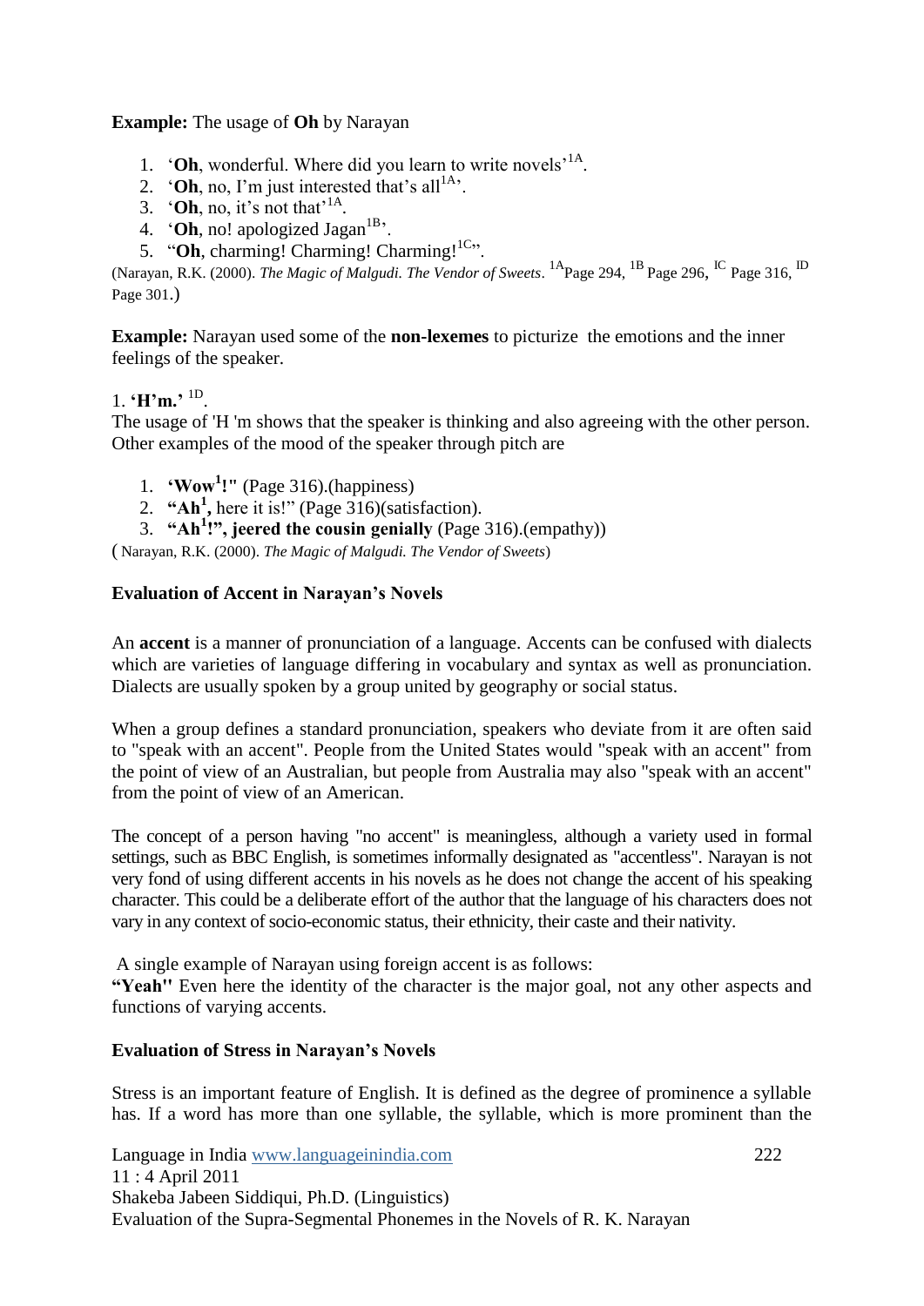**Example:** The usage of **Oh** by Narayan

1. '**Oh**, wonderful. Where did you learn to write novels'[1A].
2. '**Oh**, no, I'm just interested that's all[1A]'.
3. '**Oh**, no, it's not that'[1A].
4. '**Oh**, no! apologized Jagan[1B]'.
5. "**Oh**, charming! Charming! Charming![1C]".

(Narayan, R.K. (2000). *The Magic of Malgudi. The Vendor of Sweets*. [1A]Page 294, [1B] Page 296, [IC] Page 316, [ID] Page 301.)

**Example:** Narayan used some of the **non-lexemes** to picturize the emotions and the inner feelings of the speaker.

1. **'H'm.'** [1D].

The usage of 'H 'm shows that the speaker is thinking and also agreeing with the other person. Other examples of the mood of the speaker through pitch are

1. **'Wow[1]!"** (Page 316).(happiness)
2. **"Ah[1],** here it is!" (Page 316)(satisfaction).
3. **"Ah[1]!", jeered the cousin genially** (Page 316).(empathy))

( Narayan, R.K. (2000). *The Magic of Malgudi. The Vendor of Sweets*)

### Evaluation of Accent in Narayan's Novels

An **accent** is a manner of pronunciation of a language. Accents can be confused with dialects which are varieties of language differing in vocabulary and syntax as well as pronunciation. Dialects are usually spoken by a group united by geography or social status.

When a group defines a standard pronunciation, speakers who deviate from it are often said to "speak with an accent". People from the United States would "speak with an accent" from the point of view of an Australian, but people from Australia may also "speak with an accent" from the point of view of an American.

The concept of a person having "no accent" is meaningless, although a variety used in formal settings, such as BBC English, is sometimes informally designated as "accentless". Narayan is not very fond of using different accents in his novels as he does not change the accent of his speaking character. This could be a deliberate effort of the author that the language of his characters does not vary in any context of socio-economic status, their ethnicity, their caste and their nativity.

A single example of Narayan using foreign accent is as follows:
**"Yeah"** Even here the identity of the character is the major goal, not any other aspects and functions of varying accents.

### Evaluation of Stress in Narayan's Novels

Stress is an important feature of English. It is defined as the degree of prominence a syllable has. If a word has more than one syllable, the syllable, which is more prominent than the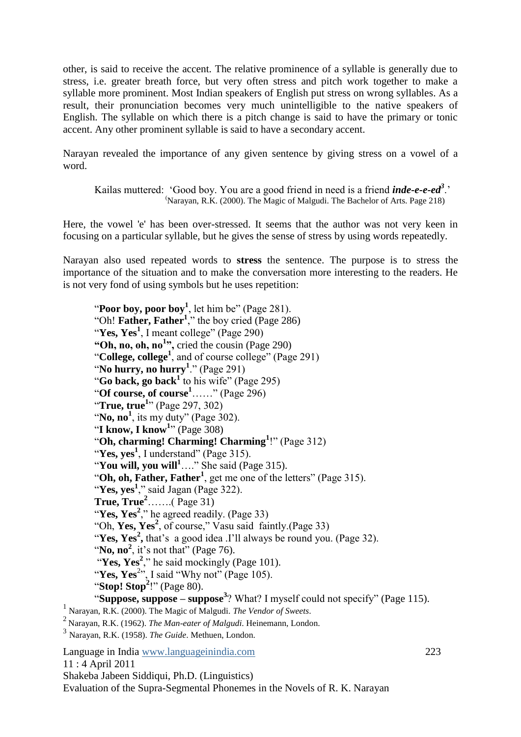other, is said to receive the accent. The relative prominence of a syllable is generally due to stress, i.e. greater breath force, but very often stress and pitch work together to make a syllable more prominent. Most Indian speakers of English put stress on wrong syllables. As a result, their pronunciation becomes very much unintelligible to the native speakers of English. The syllable on which there is a pitch change is said to have the primary or tonic accent. Any other prominent syllable is said to have a secondary accent.

Narayan revealed the importance of any given sentence by giving stress on a vowel of a word.

> Kailas muttered: 'Good boy. You are a good friend in need is a friend ***inde-e-e-ed***[3].'
> (Narayan, R.K. (2000). The Magic of Malgudi. The Bachelor of Arts. Page 218)

Here, the vowel 'e' has been over-stressed. It seems that the author was not very keen in focusing on a particular syllable, but he gives the sense of stress by using words repeatedly.

Narayan also used repeated words to **stress** the sentence. The purpose is to stress the importance of the situation and to make the conversation more interesting to the readers. He is not very fond of using symbols but he uses repetition:

> "**Poor boy, poor boy**[1], let him be" (Page 281).
> "Oh! **Father, Father**[1]," the boy cried (Page 286)
> "**Yes, Yes**[1], I meant college" (Page 290)
> **"Oh, no, oh, no[1]",** cried the cousin (Page 290)
> "**College, college**[1], and of course college" (Page 291)
> "**No hurry, no hurry**[1]." (Page 291)
> "**Go back, go back**[1] to his wife" (Page 295)
> "**Of course, of course**[1]……" (Page 296)
> "**True, true**[1]" (Page 297, 302)
> "**No, no**[1], its my duty" (Page 302).
> "**I know, I know**[1]" (Page 308)
> "**Oh, charming! Charming! Charming**[1]!" (Page 312)
> "**Yes, yes**[1], I understand" (Page 315).
> "**You will, you will**[1]…." She said (Page 315).
> "**Oh, oh, Father, Father**[1], get me one of the letters" (Page 315).
> "**Yes, yes**[1]," said Jagan (Page 322).
> **True, True**[2]…….( Page 31)
> "**Yes, Yes**[2]," he agreed readily. (Page 33)
> "Oh, **Yes, Yes**[2], of course," Vasu said faintly.(Page 33)
> "**Yes, Yes**[2]**,** that's a good idea .I'll always be round you. (Page 32).
> "**No, no**[2], it's not that" (Page 76).
> "**Yes, Yes**[2]," he said mockingly (Page 101).
> "**Yes, Yes**[2]", I said "Why not" (Page 105).
> "**Stop! Stop**[2]!" (Page 80).
> "**Suppose, suppose – suppose**[3]? What? I myself could not specify" (Page 115).

[1] Narayan, R.K. (2000). The Magic of Malgudi. *The Vendor of Sweets*.

[2] Narayan, R.K. (1962). *The Man-eater of Malgudi*. Heinemann, London.

[3] Narayan, R.K. (1958). *The Guide*. Methuen, London.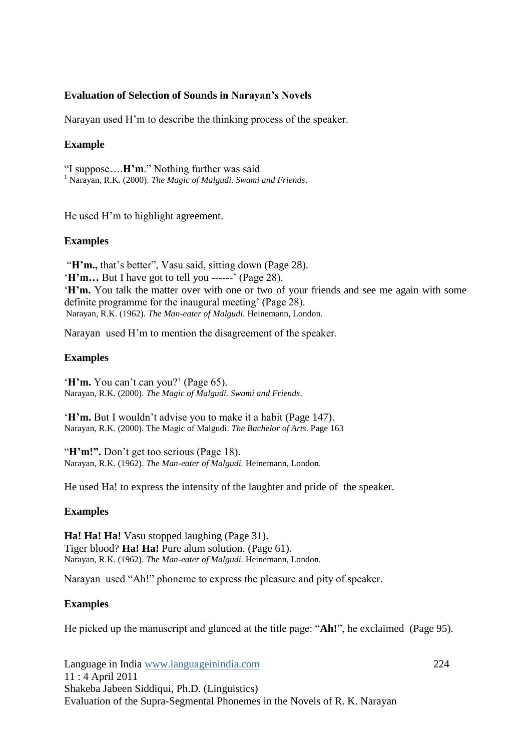**Evaluation of Selection of Sounds in Narayan's Novels**

Narayan used H'm to describe the thinking process of the speaker.

**Example**

"I suppose….**H'm**." Nothing further was said
[1] Narayan, R.K. (2000). *The Magic of Malgudi. Swami and Friends*.

He used H'm to highlight agreement.

**Examples**

"**H'm.,** that's better", Vasu said, sitting down (Page 28).
'**H'm…** But I have got to tell you ------' (Page 28).
'**H'm.** You talk the matter over with one or two of your friends and see me again with some definite programme for the inaugural meeting' (Page 28).
Narayan, R.K. (1962). *The Man-eater of Malgudi.* Heinemann, London.

Narayan used H'm to mention the disagreement of the speaker.

**Examples**

'**H'm.** You can't can you?' (Page 65).
Narayan, R.K. (2000). *The Magic of Malgudi. Swami and Friends*.

'**H'm.** But I wouldn't advise you to make it a habit (Page 147).
Narayan, R.K. (2000). The Magic of Malgudi. *The Bachelor of Arts*. Page 163

"**H'm!".** Don't get too serious (Page 18).
Narayan, R.K. (1962). *The Man-eater of Malgudi.* Heinemann, London.

He used Ha! to express the intensity of the laughter and pride of the speaker.

**Examples**

**Ha! Ha! Ha!** Vasu stopped laughing (Page 31).
Tiger blood? **Ha! Ha!** Pure alum solution. (Page 61).
Narayan, R.K. (1962). *The Man-eater of Malgudi.* Heinemann, London.

Narayan used "Ah!" phoneme to express the pleasure and pity of speaker.

**Examples**

He picked up the manuscript and glanced at the title page: "**Ah!**", he exclaimed (Page 95).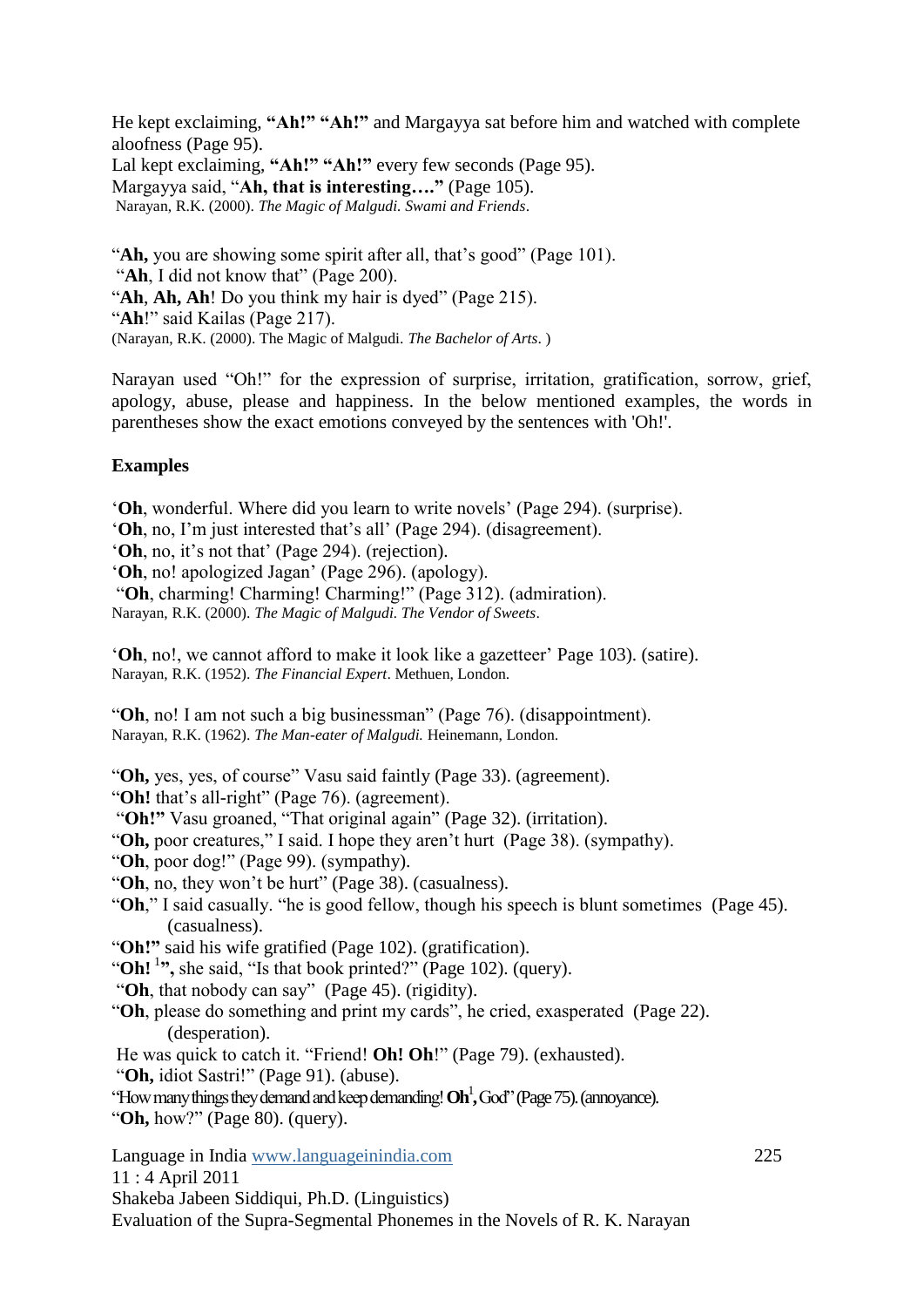He kept exclaiming, **"Ah!" "Ah!"** and Margayya sat before him and watched with complete aloofness (Page 95).
Lal kept exclaiming, **"Ah!" "Ah!"** every few seconds (Page 95).
Margayya said, "**Ah, that is interesting…."** (Page 105).
Narayan, R.K. (2000). *The Magic of Malgudi. Swami and Friends*.

"**Ah,** you are showing some spirit after all, that's good" (Page 101).
"**Ah**, I did not know that" (Page 200).
"**Ah**, **Ah, Ah**! Do you think my hair is dyed" (Page 215).
"**Ah**!" said Kailas (Page 217).
(Narayan, R.K. (2000). The Magic of Malgudi. *The Bachelor of Arts*. )

Narayan used "Oh!" for the expression of surprise, irritation, gratification, sorrow, grief, apology, abuse, please and happiness. In the below mentioned examples, the words in parentheses show the exact emotions conveyed by the sentences with 'Oh!'.

**Examples**

'**Oh**, wonderful. Where did you learn to write novels' (Page 294). (surprise).
'**Oh**, no, I'm just interested that's all' (Page 294). (disagreement).
'**Oh**, no, it's not that' (Page 294). (rejection).
'**Oh**, no! apologized Jagan' (Page 296). (apology).
"**Oh**, charming! Charming! Charming!" (Page 312). (admiration).
Narayan, R.K. (2000). *The Magic of Malgudi. The Vendor of Sweets*.

'**Oh**, no!, we cannot afford to make it look like a gazetteer' Page 103). (satire).
Narayan, R.K. (1952). *The Financial Expert*. Methuen, London.

"**Oh**, no! I am not such a big businessman" (Page 76). (disappointment).
Narayan, R.K. (1962). *The Man-eater of Malgudi.* Heinemann, London.

"**Oh,** yes, yes, of course" Vasu said faintly (Page 33). (agreement).
"**Oh!** that's all-right" (Page 76). (agreement).
"**Oh!"** Vasu groaned, "That original again" (Page 32). (irritation).
"**Oh,** poor creatures," I said. I hope they aren't hurt (Page 38). (sympathy).
"**Oh**, poor dog!" (Page 99). (sympathy).
"**Oh**, no, they won't be hurt" (Page 38). (casualness).
"**Oh**," I said casually. "he is good fellow, though his speech is blunt sometimes (Page 45). (casualness).
"**Oh!"** said his wife gratified (Page 102). (gratification).
"**Oh!** [1]**",** she said, "Is that book printed?" (Page 102). (query).
"**Oh**, that nobody can say" (Page 45). (rigidity).
"**Oh**, please do something and print my cards", he cried, exasperated (Page 22). (desperation).
He was quick to catch it. "Friend! **Oh! Oh**!" (Page 79). (exhausted).
"**Oh,** idiot Sastri!" (Page 91). (abuse).
"How many things they demand and keep demanding! **Oh**[1]**,** God" (Page 75). (annoyance).
"**Oh,** how?" (Page 80). (query).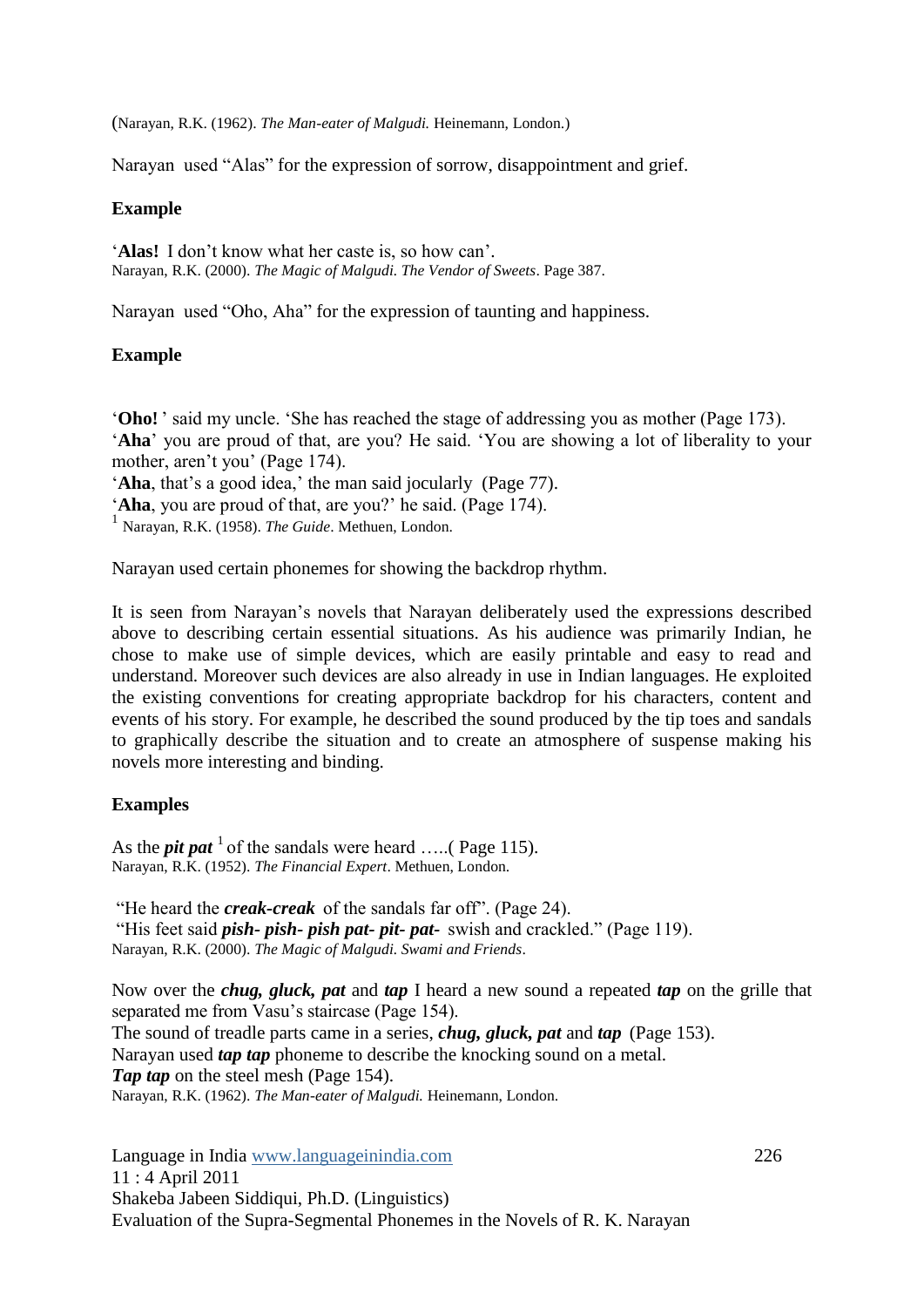(Narayan, R.K. (1962). *The Man-eater of Malgudi.* Heinemann, London.)

Narayan used "Alas" for the expression of sorrow, disappointment and grief.

**Example**

'**Alas!** I don't know what her caste is, so how can'.
Narayan, R.K. (2000). *The Magic of Malgudi. The Vendor of Sweets*. Page 387.

Narayan used "Oho, Aha" for the expression of taunting and happiness.

**Example**

'**Oho!** ' said my uncle. 'She has reached the stage of addressing you as mother (Page 173).
'**Aha**' you are proud of that, are you? He said. 'You are showing a lot of liberality to your mother, aren't you' (Page 174).
'**Aha**, that's a good idea,' the man said jocularly (Page 77).
'**Aha**, you are proud of that, are you?' he said. (Page 174).
[1] Narayan, R.K. (1958). *The Guide*. Methuen, London.

Narayan used certain phonemes for showing the backdrop rhythm.

It is seen from Narayan's novels that Narayan deliberately used the expressions described above to describing certain essential situations. As his audience was primarily Indian, he chose to make use of simple devices, which are easily printable and easy to read and understand. Moreover such devices are also already in use in Indian languages. He exploited the existing conventions for creating appropriate backdrop for his characters, content and events of his story. For example, he described the sound produced by the tip toes and sandals to graphically describe the situation and to create an atmosphere of suspense making his novels more interesting and binding.

**Examples**

As the ***pit pat*** [1] of the sandals were heard …..( Page 115).
Narayan, R.K. (1952). *The Financial Expert*. Methuen, London.

"He heard the ***creak-creak*** of the sandals far off". (Page 24).
"His feet said ***pish- pish- pish pat- pit- pat-*** swish and crackled." (Page 119).
Narayan, R.K. (2000). *The Magic of Malgudi. Swami and Friends*.

Now over the ***chug, gluck, pat*** and ***tap*** I heard a new sound a repeated ***tap*** on the grille that separated me from Vasu's staircase (Page 154).
The sound of treadle parts came in a series, ***chug, gluck, pat*** and ***tap*** (Page 153).
Narayan used ***tap tap*** phoneme to describe the knocking sound on a metal.
***Tap tap*** on the steel mesh (Page 154).
Narayan, R.K. (1962). *The Man-eater of Malgudi.* Heinemann, London.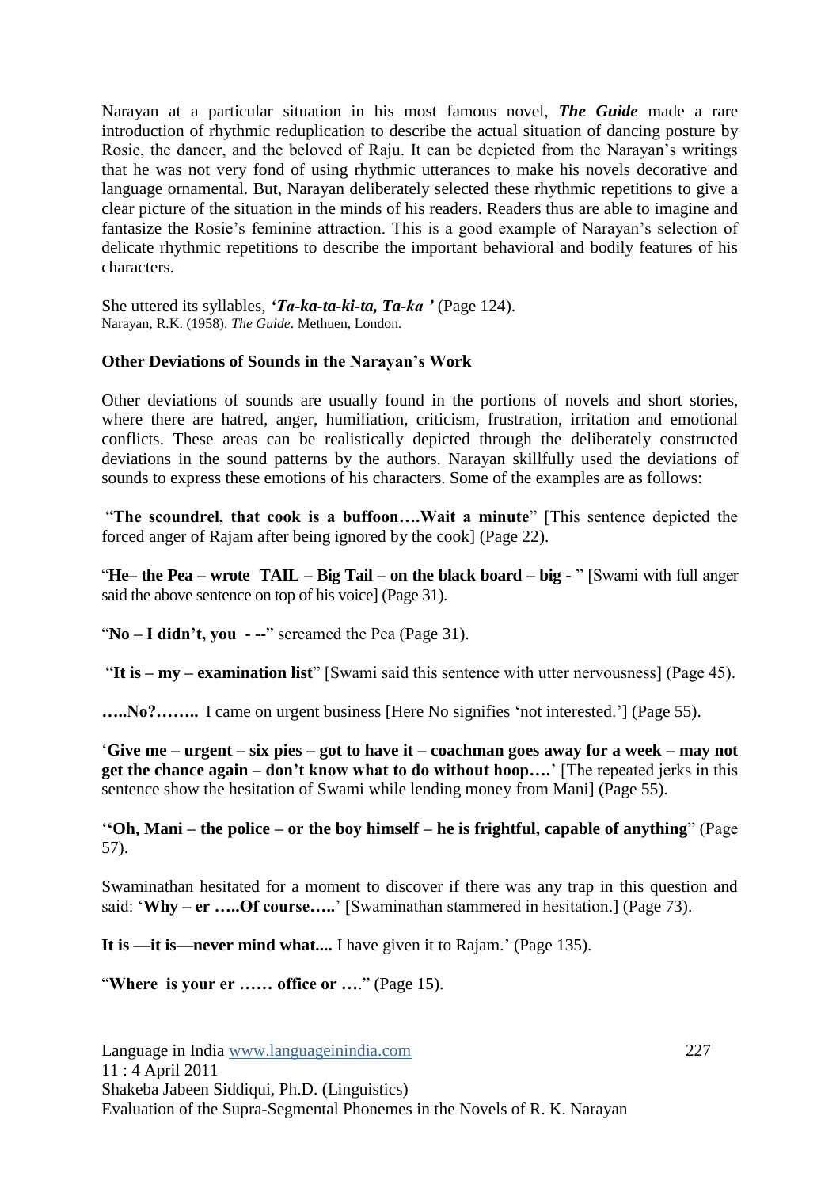Narayan at a particular situation in his most famous novel, ***The Guide*** made a rare introduction of rhythmic reduplication to describe the actual situation of dancing posture by Rosie, the dancer, and the beloved of Raju. It can be depicted from the Narayan's writings that he was not very fond of using rhythmic utterances to make his novels decorative and language ornamental. But, Narayan deliberately selected these rhythmic repetitions to give a clear picture of the situation in the minds of his readers. Readers thus are able to imagine and fantasize the Rosie's feminine attraction. This is a good example of Narayan's selection of delicate rhythmic repetitions to describe the important behavioral and bodily features of his characters.

She uttered its syllables, ***'Ta-ka-ta-ki-ta, Ta-ka '*** (Page 124).
Narayan, R.K. (1958). *The Guide*. Methuen, London.

**Other Deviations of Sounds in the Narayan's Work**

Other deviations of sounds are usually found in the portions of novels and short stories, where there are hatred, anger, humiliation, criticism, frustration, irritation and emotional conflicts. These areas can be realistically depicted through the deliberately constructed deviations in the sound patterns by the authors. Narayan skillfully used the deviations of sounds to express these emotions of his characters. Some of the examples are as follows:

"**The scoundrel, that cook is a buffoon….Wait a minute**" [This sentence depicted the forced anger of Rajam after being ignored by the cook] (Page 22).

"**He– the Pea – wrote TAIL – Big Tail – on the black board – big -** " [Swami with full anger said the above sentence on top of his voice] (Page 31).

"**No – I didn't, you - --**" screamed the Pea (Page 31).

"**It is – my – examination list**" [Swami said this sentence with utter nervousness] (Page 45).

**…..No?……..** I came on urgent business [Here No signifies 'not interested.'] (Page 55).

'**Give me – urgent – six pies – got to have it – coachman goes away for a week – may not get the chance again – don't know what to do without hoop….**' [The repeated jerks in this sentence show the hesitation of Swami while lending money from Mani] (Page 55).

'**'Oh, Mani – the police – or the boy himself – he is frightful, capable of anything**" (Page 57).

Swaminathan hesitated for a moment to discover if there was any trap in this question and said: '**Why – er …..Of course…..**' [Swaminathan stammered in hesitation.] (Page 73).

**It is —it is—never mind what....** I have given it to Rajam.' (Page 135).

"**Where is your er …… office or …**." (Page 15).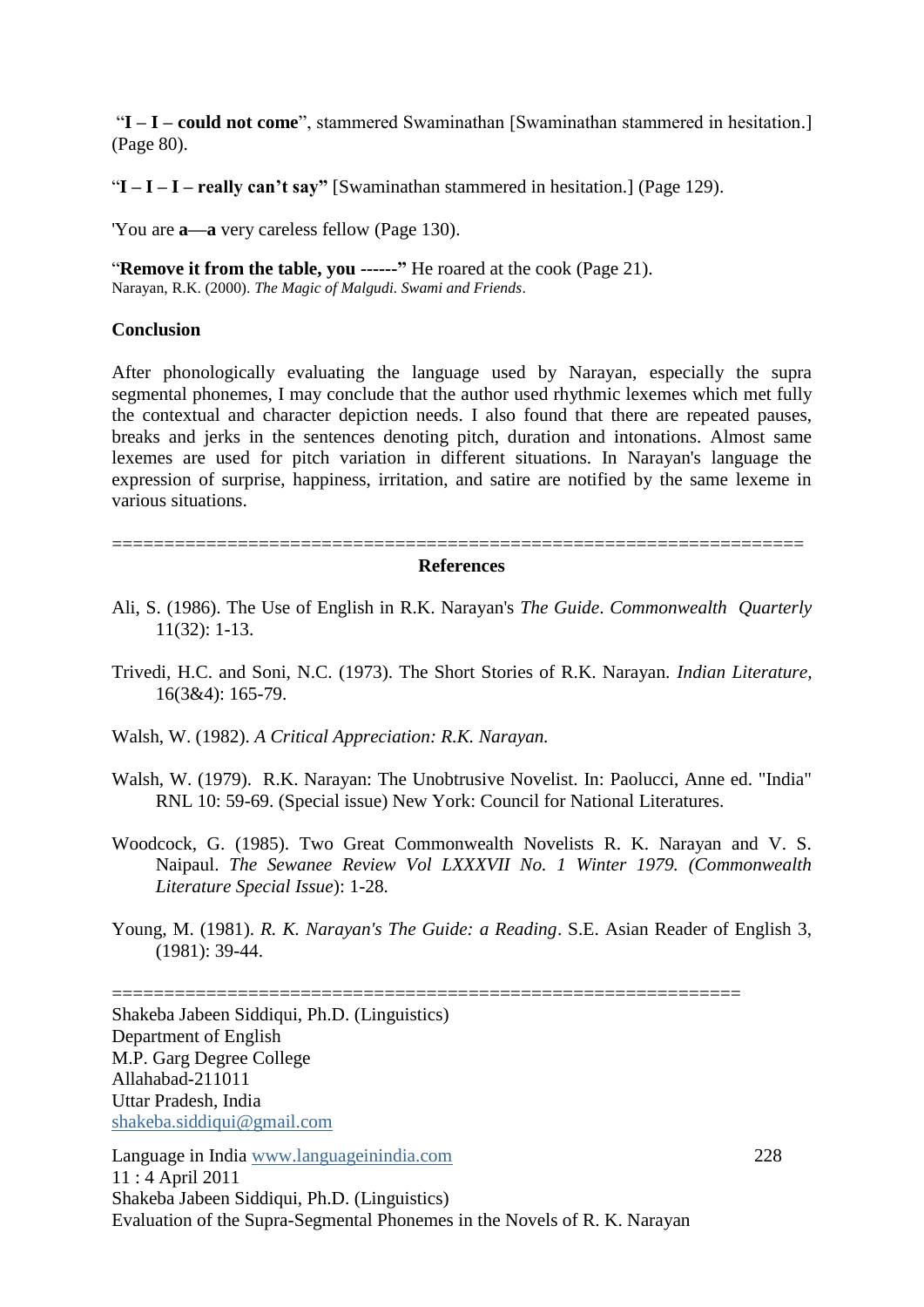"**I – I – could not come**", stammered Swaminathan [Swaminathan stammered in hesitation.] (Page 80).

"**I – I – I – really can't say"** [Swaminathan stammered in hesitation.] (Page 129).

'You are **a—a** very careless fellow (Page 130).

"**Remove it from the table, you ------"** He roared at the cook (Page 21).
Narayan, R.K. (2000). *The Magic of Malgudi. Swami and Friends*.

## Conclusion

After phonologically evaluating the language used by Narayan, especially the supra segmental phonemes, I may conclude that the author used rhythmic lexemes which met fully the contextual and character depiction needs. I also found that there are repeated pauses, breaks and jerks in the sentences denoting pitch, duration and intonations. Almost same lexemes are used for pitch variation in different situations. In Narayan's language the expression of surprise, happiness, irritation, and satire are notified by the same lexeme in various situations.

================================================================

## References

Ali, S. (1986). The Use of English in R.K. Narayan's *The Guide*. *Commonwealth Quarterly* 11(32): 1-13.

Trivedi, H.C. and Soni, N.C. (1973). The Short Stories of R.K. Narayan. *Indian Literature,* 16(3&4): 165-79.

Walsh, W. (1982). *A Critical Appreciation: R.K. Narayan.*

Walsh, W. (1979). R.K. Narayan: The Unobtrusive Novelist. In: Paolucci, Anne ed. "India" RNL 10: 59-69. (Special issue) New York: Council for National Literatures.

Woodcock, G. (1985). Two Great Commonwealth Novelists R. K. Narayan and V. S. Naipaul. *The Sewanee Review Vol LXXXVII No. 1 Winter 1979. (Commonwealth Literature Special Issue*): 1-28.

Young, M. (1981). *R. K. Narayan's The Guide: a Reading*. S.E. Asian Reader of English 3, (1981): 39-44.

==========================================================

Shakeba Jabeen Siddiqui, Ph.D. (Linguistics)
Department of English
M.P. Garg Degree College
Allahabad-211011
Uttar Pradesh, India
shakeba.siddiqui@gmail.com